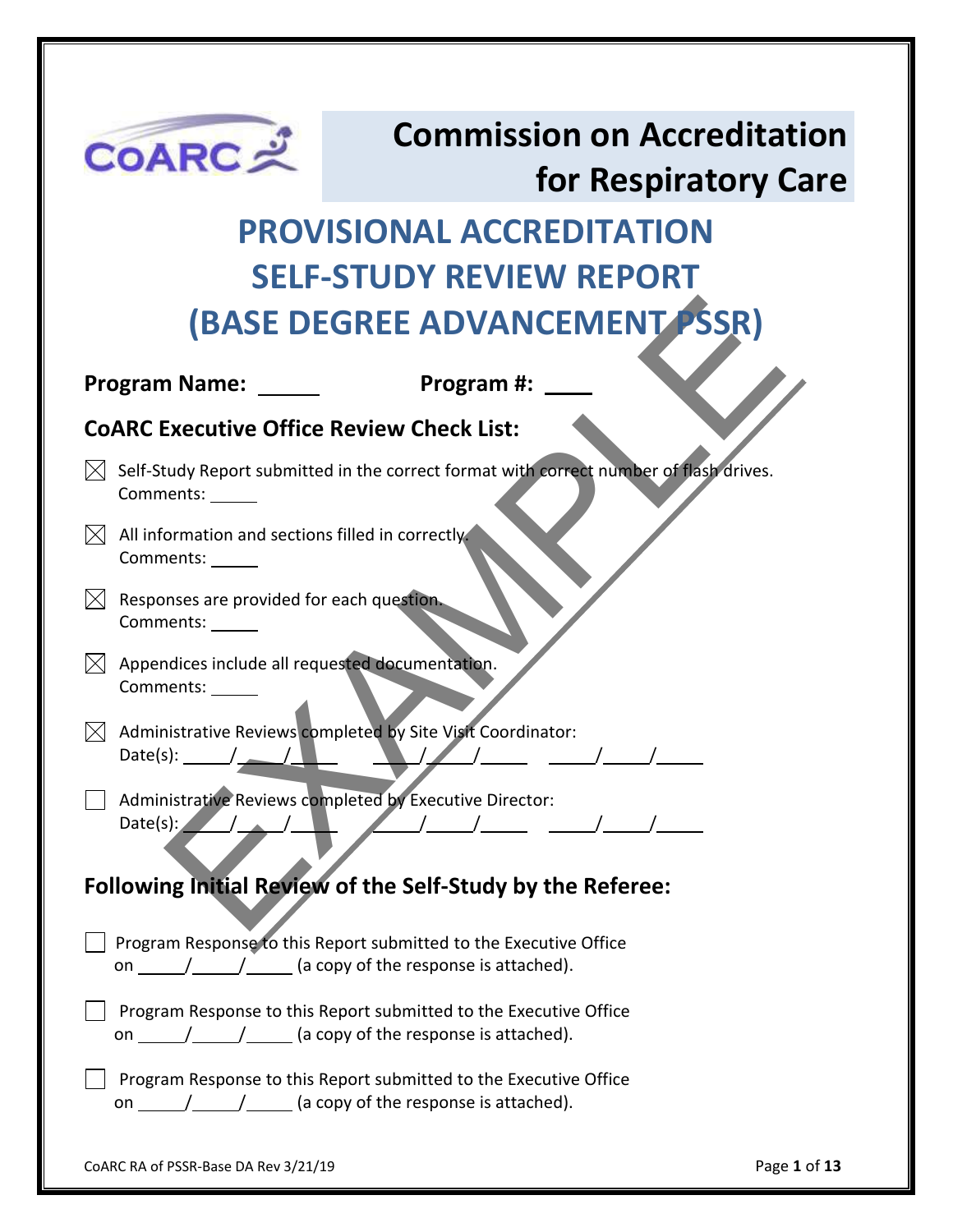# Commission on Accreditation for Respiratory Care

# PROVISIONAL ACCREDITATION SELF-STUDY REVIEW REPORT (BASE DEGREE ADVANCEMENT PSSR)

**Program Name:** ______ **Program #:** ____

## CoARC Executive Office Review Check List:

☒ Self-Study Report submitted in the correct format with correct number of flash drives.
Comments: ______

☒ All information and sections filled in correctly.
Comments: ______

☒ Responses are provided for each question.
Comments: ______

☒ Appendices include all requested documentation.
Comments: ______

☒ Administrative Reviews completed by Site Visit Coordinator:
Date(s): _____/_____/_____ _____/_____/_____ _____/_____/_____

☐ Administrative Reviews completed by Executive Director:
Date(s): _____/_____/_____ _____/_____/_____ _____/_____/_____

## Following Initial Review of the Self-Study by the Referee:

☐ Program Response to this Report submitted to the Executive Office on _____/_____/_____ (a copy of the response is attached).

☐ Program Response to this Report submitted to the Executive Office on _____/_____/_____ (a copy of the response is attached).

☐ Program Response to this Report submitted to the Executive Office on _____/_____/_____ (a copy of the response is attached).

EXAMPLE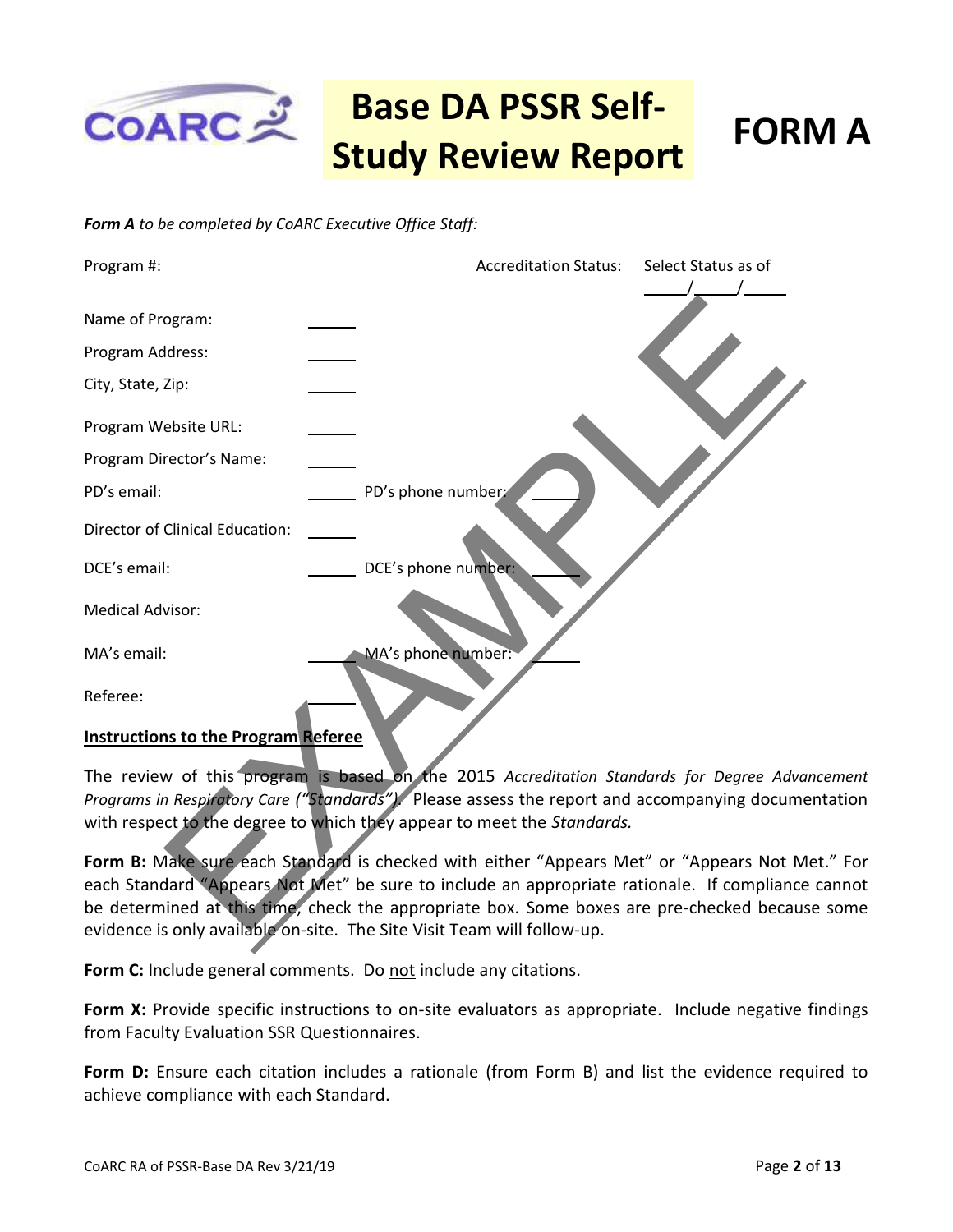# Base DA PSSR Self-Study Review Report

# FORM A

***Form A** to be completed by CoARC Executive Office Staff:*

| | | | |
|---|---|---|---|
| Program #: | ______ | Accreditation Status: | Select Status as of ____/____/____ |
| Name of Program: | ______ | | |
| Program Address: | ______ | | |
| City, State, Zip: | ______ | | |
| Program Website URL: | ______ | | |
| Program Director's Name: | ______ | | |
| PD's email: | ______ | PD's phone number: | ______ |
| Director of Clinical Education: | ______ | | |
| DCE's email: | ______ | DCE's phone number: | ______ |
| Medical Advisor: | ______ | | |
| MA's email: | ______ | MA's phone number: | ______ |
| Referee: | ______ | | |

EXAMPLE

**Instructions to the Program Referee**

The review of this program is based on the 2015 *Accreditation Standards for Degree Advancement Programs in Respiratory Care ("Standards").* Please assess the report and accompanying documentation with respect to the degree to which they appear to meet the *Standards.*

**Form B:** Make sure each Standard is checked with either "Appears Met" or "Appears Not Met." For each Standard "Appears Not Met" be sure to include an appropriate rationale. If compliance cannot be determined at this time, check the appropriate box. Some boxes are pre-checked because some evidence is only available on-site. The Site Visit Team will follow-up.

**Form C:** Include general comments. Do not include any citations.

**Form X:** Provide specific instructions to on-site evaluators as appropriate. Include negative findings from Faculty Evaluation SSR Questionnaires.

**Form D:** Ensure each citation includes a rationale (from Form B) and list the evidence required to achieve compliance with each Standard.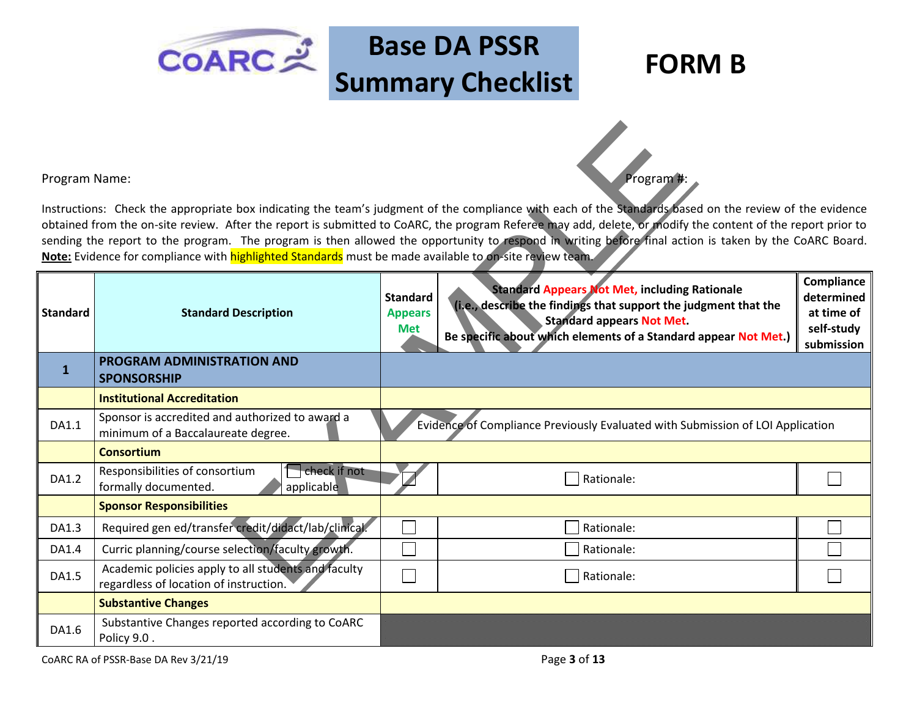# Base DA PSSR Summary Checklist

# FORM B

Program Name: Program #:

Instructions: Check the appropriate box indicating the team's judgment of the compliance with each of the Standards based on the review of the evidence obtained from the on-site review. After the report is submitted to CoARC, the program Referee may add, delete, or modify the content of the report prior to sending the report to the program. The program is then allowed the opportunity to respond in writing before final action is taken by the CoARC Board. **Note:** Evidence for compliance with highlighted Standards must be made available to on-site review team.

| Standard | Standard Description | Standard Appears Met | Standard Appears Not Met, including Rationale (i.e., describe the findings that support the judgment that the Standard appears Not Met. Be specific about which elements of a Standard appear Not Met.) | Compliance determined at time of self-study submission |
|---|---|---|---|---|
| **1** | **PROGRAM ADMINISTRATION AND SPONSORSHIP** | | | |
| | **Institutional Accreditation** | | | |
| DA1.1 | Sponsor is accredited and authorized to award a minimum of a Baccalaureate degree. | Evidence of Compliance Previously Evaluated with Submission of LOI Application | | |
| | **Consortium** | | | |
| DA1.2 | Responsibilities of consortium formally documented. ☐ check if not applicable | ☐ | ☐ Rationale: | ☐ |
| | **Sponsor Responsibilities** | | | |
| DA1.3 | Required gen ed/transfer credit/didact/lab/clinical. | ☐ | ☐ Rationale: | ☐ |
| DA1.4 | Curric planning/course selection/faculty growth. | ☐ | ☐ Rationale: | ☐ |
| DA1.5 | Academic policies apply to all students and faculty regardless of location of instruction. | ☐ | ☐ Rationale: | ☐ |
| | **Substantive Changes** | | | |
| DA1.6 | Substantive Changes reported according to CoARC Policy 9.0 . | | | |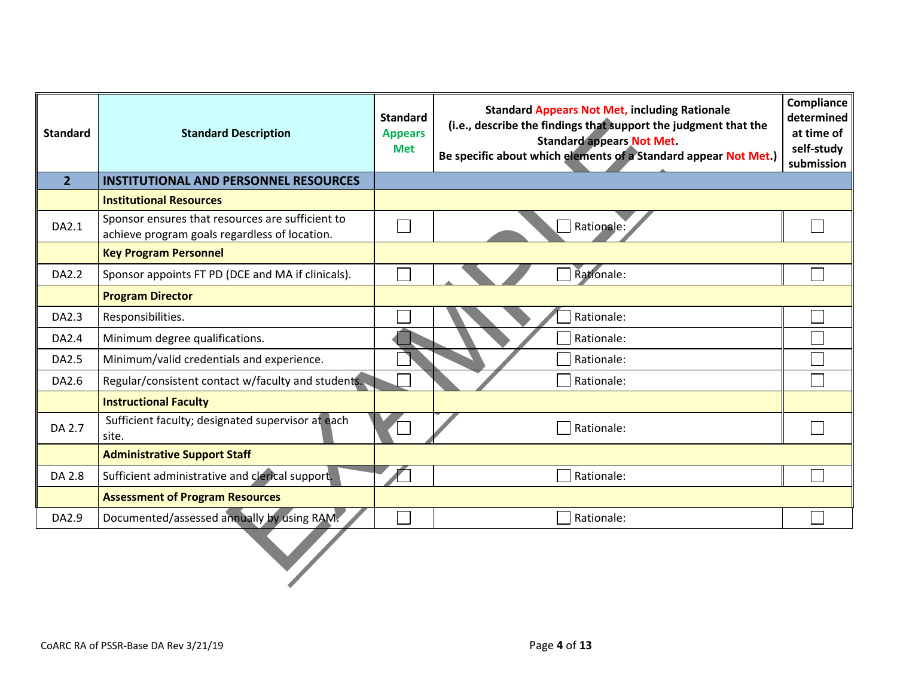| Standard | Standard Description | Standard Appears Met | Standard Appears Not Met, including Rationale (i.e., describe the findings that support the judgment that the Standard appears Not Met. Be specific about which elements of a Standard appear Not Met.) | Compliance determined at time of self-study submission |
|---|---|---|---|---|
| **2** | **INSTITUTIONAL AND PERSONNEL RESOURCES** | | | |
| | **Institutional Resources** | | | |
| DA2.1 | Sponsor ensures that resources are sufficient to achieve program goals regardless of location. | ☐ | ☐ Rationale: | ☐ |
| | **Key Program Personnel** | | | |
| DA2.2 | Sponsor appoints FT PD (DCE and MA if clinicals). | ☐ | ☐ Rationale: | ☐ |
| | **Program Director** | | | |
| DA2.3 | Responsibilities. | ☐ | ☐ Rationale: | ☐ |
| DA2.4 | Minimum degree qualifications. | ☐ | ☐ Rationale: | ☐ |
| DA2.5 | Minimum/valid credentials and experience. | ☐ | ☐ Rationale: | ☐ |
| DA2.6 | Regular/consistent contact w/faculty and students. | ☐ | ☐ Rationale: | ☐ |
| | **Instructional Faculty** | | | |
| DA 2.7 | Sufficient faculty; designated supervisor at each site. | ☐ | ☐ Rationale: | ☐ |
| | **Administrative Support Staff** | | | |
| DA 2.8 | Sufficient administrative and clerical support. | ☐ | ☐ Rationale: | ☐ |
| | **Assessment of Program Resources** | | | |
| DA2.9 | Documented/assessed annually by using RAM. | ☐ | ☐ Rationale: | ☐ |

CoARC RA of PSSR-Base DA Rev 3/21/19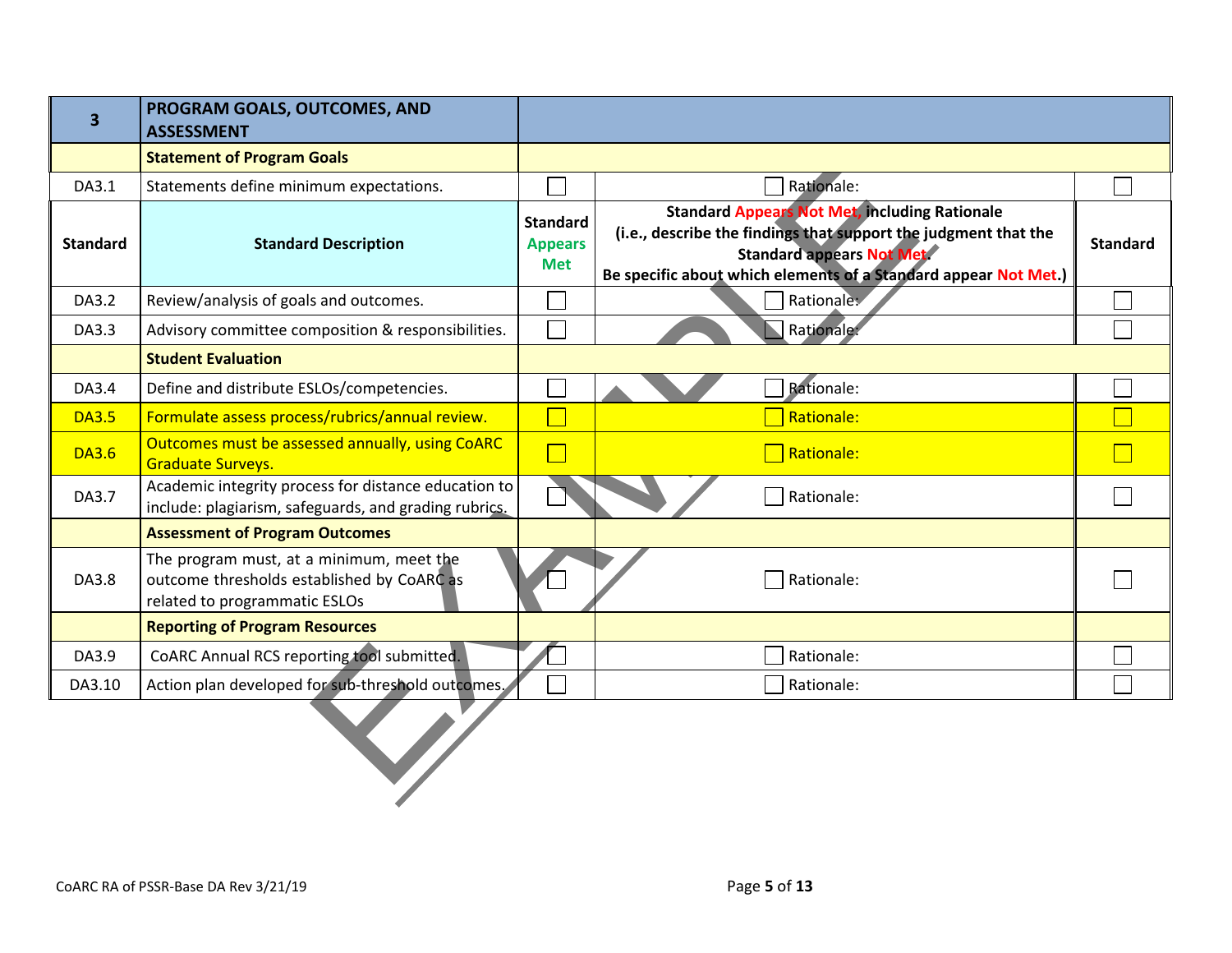| 3 | PROGRAM GOALS, OUTCOMES, AND ASSESSMENT | | | |
|---|---|---|---|---|
| | **Statement of Program Goals** | | | |
| DA3.1 | Statements define minimum expectations. | ☐ | ☐ Rationale: | ☐ |
| **Standard** | **Standard Description** | **Standard Appears Met** | **Standard Appears Not Met, including Rationale (i.e., describe the findings that support the judgment that the Standard appears Not Met. Be specific about which elements of a Standard appear Not Met.)** | **Standard** |
| DA3.2 | Review/analysis of goals and outcomes. | ☐ | ☐ Rationale: | ☐ |
| DA3.3 | Advisory committee composition & responsibilities. | ☐ | ☐ Rationale: | ☐ |
| | **Student Evaluation** | | | |
| DA3.4 | Define and distribute ESLOs/competencies. | ☐ | ☐ Rationale: | ☐ |
| DA3.5 | Formulate assess process/rubrics/annual review. | ☐ | ☐ Rationale: | ☐ |
| DA3.6 | Outcomes must be assessed annually, using CoARC Graduate Surveys. | ☐ | ☐ Rationale: | ☐ |
| DA3.7 | Academic integrity process for distance education to include: plagiarism, safeguards, and grading rubrics. | ☐ | ☐ Rationale: | ☐ |
| | **Assessment of Program Outcomes** | | | |
| DA3.8 | The program must, at a minimum, meet the outcome thresholds established by CoARC as related to programmatic ESLOs | ☐ | ☐ Rationale: | ☐ |
| | **Reporting of Program Resources** | | | |
| DA3.9 | CoARC Annual RCS reporting tool submitted. | ☐ | ☐ Rationale: | ☐ |
| DA3.10 | Action plan developed for sub-threshold outcomes. | ☐ | ☐ Rationale: | ☐ |

EXAMPLE

CoARC RA of PSSR-Base DA Rev 3/21/19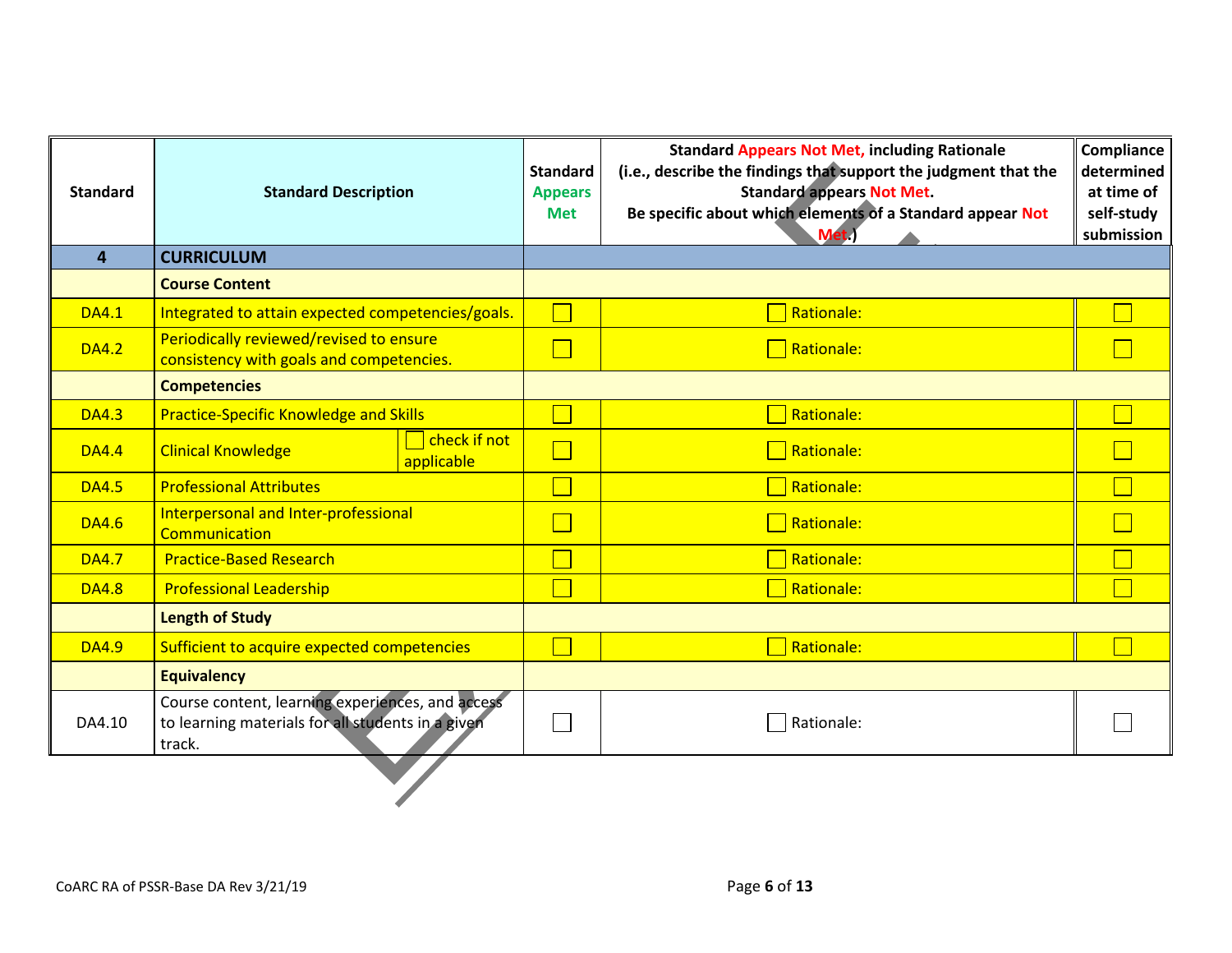| Standard | Standard Description | Standard Appears Met | Standard Appears Not Met, including Rationale (i.e., describe the findings that support the judgment that the Standard appears Not Met. Be specific about which elements of a Standard appear Not Met.) | Compliance determined at time of self-study submission |
|---|---|---|---|---|
| **4** | **CURRICULUM** | | | |
| | **Course Content** | | | |
| DA4.1 | Integrated to attain expected competencies/goals. | ☐ | ☐ Rationale: | ☐ |
| DA4.2 | Periodically reviewed/revised to ensure consistency with goals and competencies. | ☐ | ☐ Rationale: | ☐ |
| | **Competencies** | | | |
| DA4.3 | Practice-Specific Knowledge and Skills | ☐ | ☐ Rationale: | ☐ |
| DA4.4 | Clinical Knowledge ☐ check if not applicable | ☐ | ☐ Rationale: | ☐ |
| DA4.5 | Professional Attributes | ☐ | ☐ Rationale: | ☐ |
| DA4.6 | Interpersonal and Inter-professional Communication | ☐ | ☐ Rationale: | ☐ |
| DA4.7 | Practice-Based Research | ☐ | ☐ Rationale: | ☐ |
| DA4.8 | Professional Leadership | ☐ | ☐ Rationale: | ☐ |
| | **Length of Study** | | | |
| DA4.9 | Sufficient to acquire expected competencies | ☐ | ☐ Rationale: | ☐ |
| | **Equivalency** | | | |
| DA4.10 | Course content, learning experiences, and access to learning materials for all students in a given track. | ☐ | ☐ Rationale: | ☐ |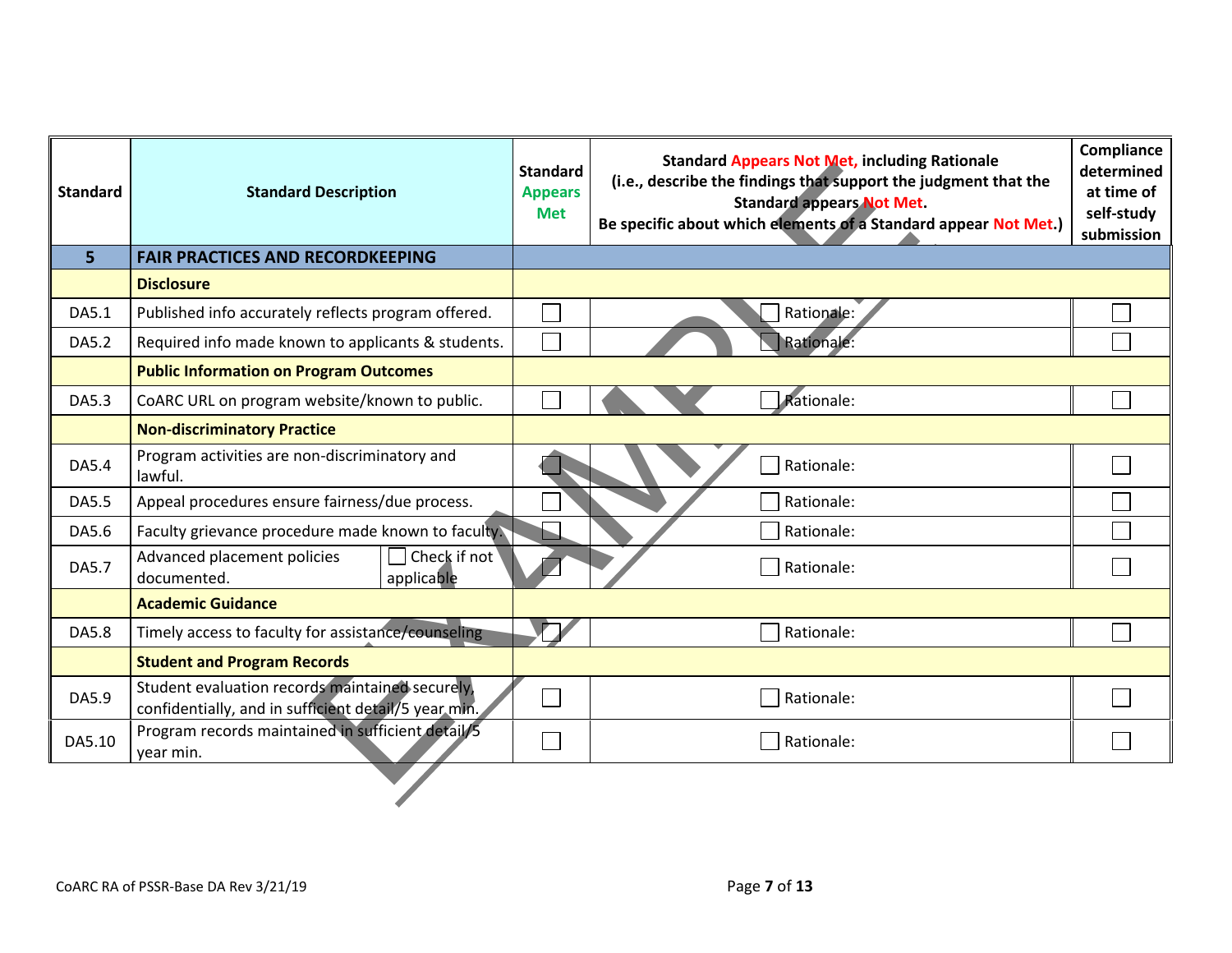| Standard | Standard Description | Standard Appears Met | Standard Appears Not Met, including Rationale (i.e., describe the findings that support the judgment that the Standard appears Not Met. Be specific about which elements of a Standard appear Not Met.) | Compliance determined at time of self-study submission |
|---|---|---|---|---|
| **5** | **FAIR PRACTICES AND RECORDKEEPING** | | | |
| | **Disclosure** | | | |
| DA5.1 | Published info accurately reflects program offered. | ☐ | ☐ Rationale: | ☐ |
| DA5.2 | Required info made known to applicants & students. | ☐ | ☐ Rationale: | ☐ |
| | **Public Information on Program Outcomes** | | | |
| DA5.3 | CoARC URL on program website/known to public. | ☐ | ☐ Rationale: | ☐ |
| | **Non-discriminatory Practice** | | | |
| DA5.4 | Program activities are non-discriminatory and lawful. | ☐ | ☐ Rationale: | ☐ |
| DA5.5 | Appeal procedures ensure fairness/due process. | ☐ | ☐ Rationale: | ☐ |
| DA5.6 | Faculty grievance procedure made known to faculty. | ☐ | ☐ Rationale: | ☐ |
| DA5.7 | Advanced placement policies documented. ☐ Check if not applicable | ☐ | ☐ Rationale: | ☐ |
| | **Academic Guidance** | | | |
| DA5.8 | Timely access to faculty for assistance/counseling | ☐ | ☐ Rationale: | ☐ |
| | **Student and Program Records** | | | |
| DA5.9 | Student evaluation records maintained securely, confidentially, and in sufficient detail/5 year min. | ☐ | ☐ Rationale: | ☐ |
| DA5.10 | Program records maintained in sufficient detail/5 year min. | ☐ | ☐ Rationale: | ☐ |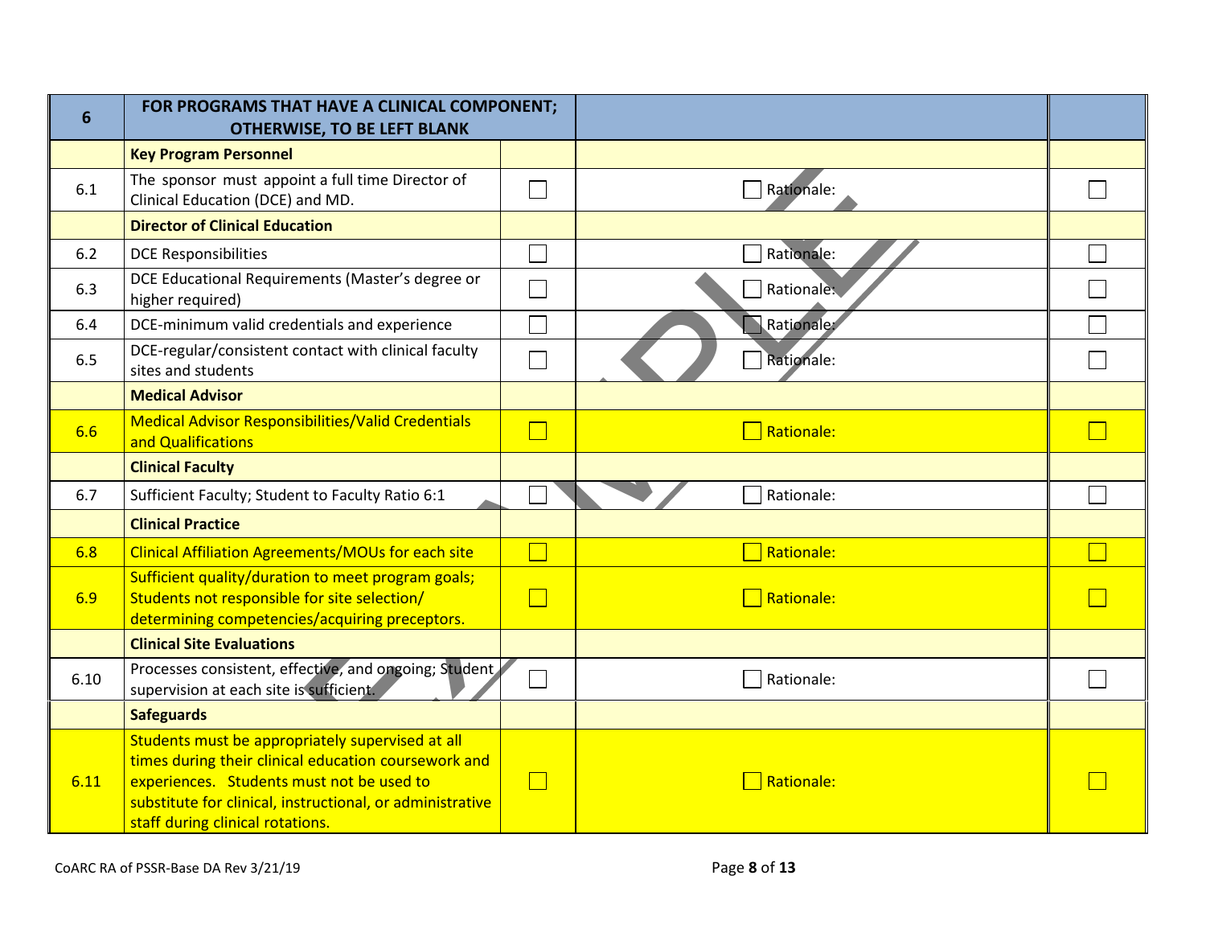| 6 | FOR PROGRAMS THAT HAVE A CLINICAL COMPONENT; OTHERWISE, TO BE LEFT BLANK | | | |
|---|---|---|---|---|
| | **Key Program Personnel** | | | |
| 6.1 | The sponsor must appoint a full time Director of Clinical Education (DCE) and MD. | ☐ | ☐ Rationale: | ☐ |
| | **Director of Clinical Education** | | | |
| 6.2 | DCE Responsibilities | ☐ | ☐ Rationale: | ☐ |
| 6.3 | DCE Educational Requirements (Master's degree or higher required) | ☐ | ☐ Rationale: | ☐ |
| 6.4 | DCE-minimum valid credentials and experience | ☐ | ☐ Rationale: | ☐ |
| 6.5 | DCE-regular/consistent contact with clinical faculty sites and students | ☐ | ☐ Rationale: | ☐ |
| | **Medical Advisor** | | | |
| 6.6 | Medical Advisor Responsibilities/Valid Credentials and Qualifications | ☐ | ☐ Rationale: | ☐ |
| | **Clinical Faculty** | | | |
| 6.7 | Sufficient Faculty; Student to Faculty Ratio 6:1 | ☐ | ☐ Rationale: | ☐ |
| | **Clinical Practice** | | | |
| 6.8 | Clinical Affiliation Agreements/MOUs for each site | ☐ | ☐ Rationale: | ☐ |
| 6.9 | Sufficient quality/duration to meet program goals; Students not responsible for site selection/ determining competencies/acquiring preceptors. | ☐ | ☐ Rationale: | ☐ |
| | **Clinical Site Evaluations** | | | |
| 6.10 | Processes consistent, effective, and ongoing; Student supervision at each site is sufficient. | ☐ | ☐ Rationale: | ☐ |
| | **Safeguards** | | | |
| 6.11 | Students must be appropriately supervised at all times during their clinical education coursework and experiences. Students must not be used to substitute for clinical, instructional, or administrative staff during clinical rotations. | ☐ | ☐ Rationale: | ☐ |

CoARC RA of PSSR-Base DA Rev 3/21/19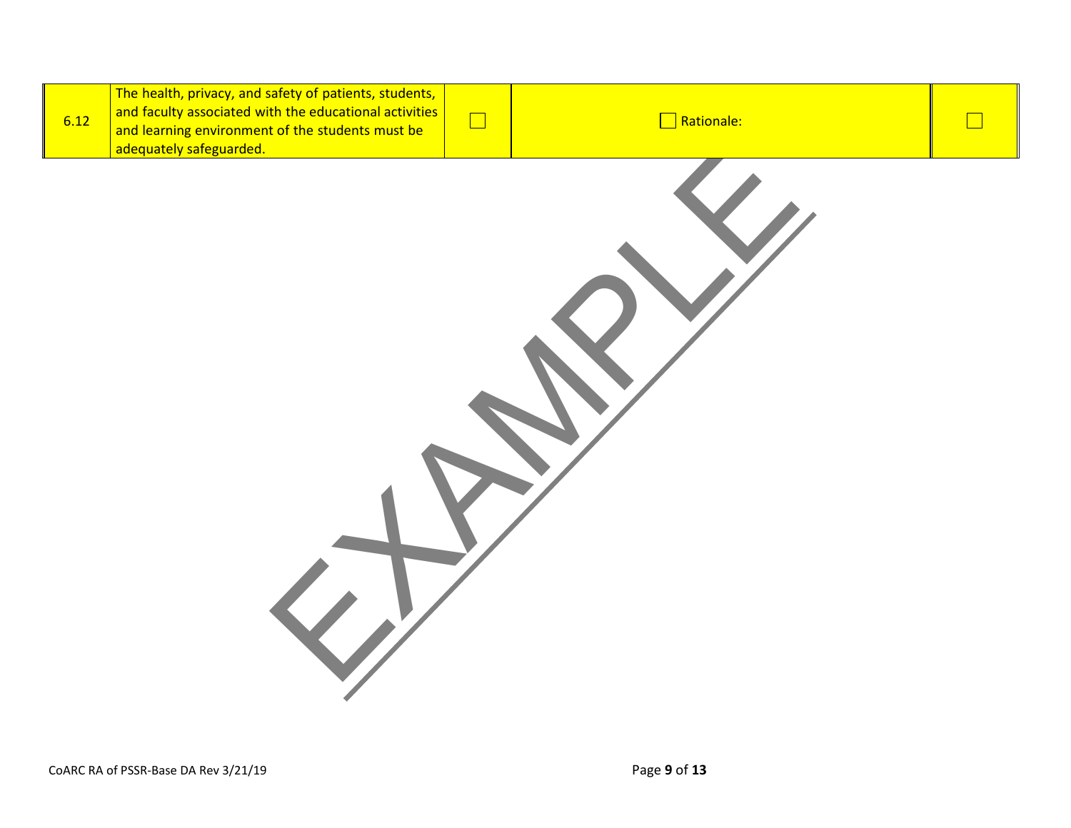| 6.12 | The health, privacy, and safety of patients, students, and faculty associated with the educational activities and learning environment of the students must be adequately safeguarded. | ☐ | ☐ Rationale: | ☐ |
|---|---|---|---|---|

EXAMPLE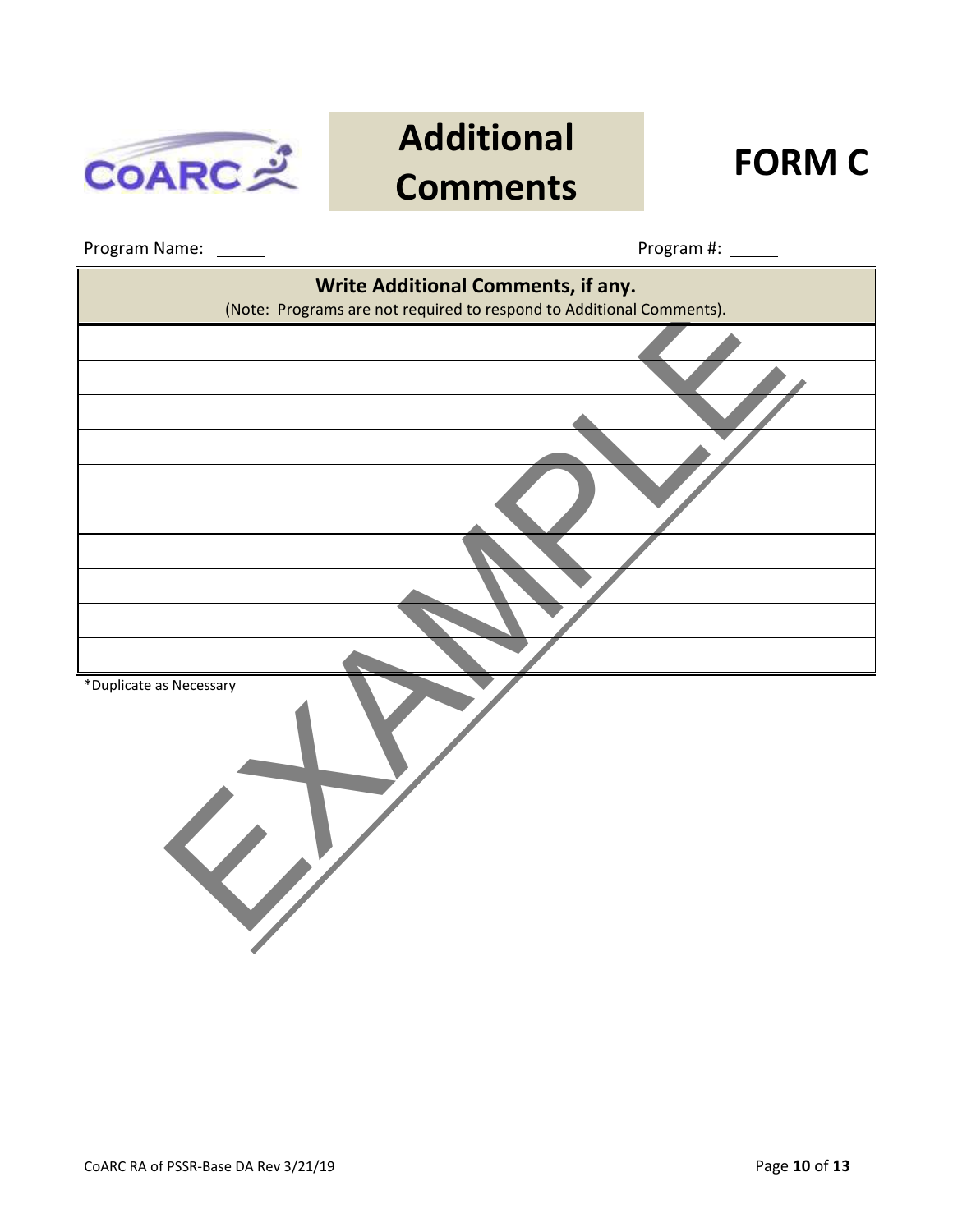# Additional Comments

# FORM C

Program Name: ______ Program #: ______

| Write Additional Comments, if any. (Note: Programs are not required to respond to Additional Comments). |
|---|
| |
| |
| |
| |
| |
| |
| |
| |
| |
| |

*Duplicate as Necessary

EXAMPLE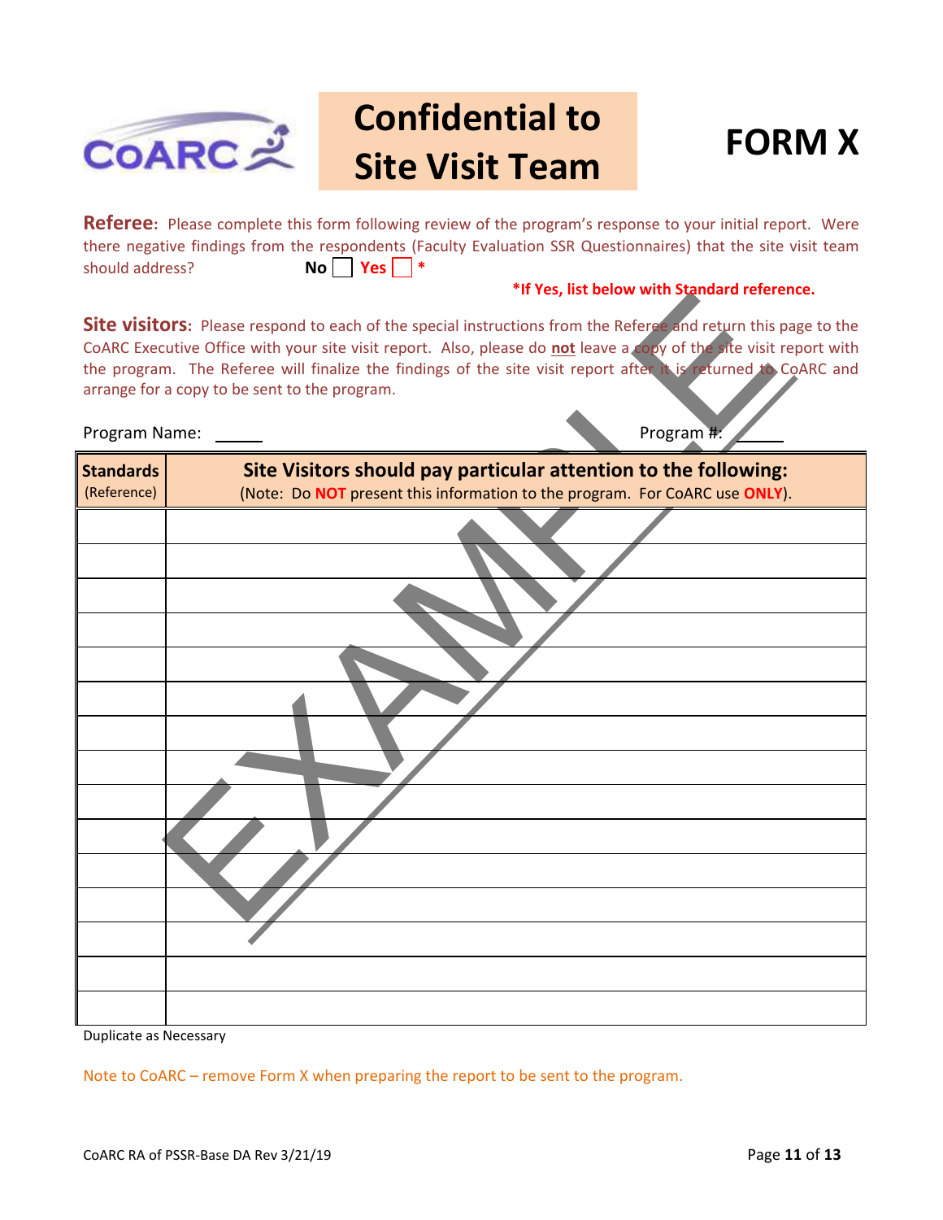# Confidential to Site Visit Team

# FORM X

**Referee:** Please complete this form following review of the program's response to your initial report. Were there negative findings from the respondents (Faculty Evaluation SSR Questionnaires) that the site visit team should address? **No** ☐ **Yes** ☐ *

***If Yes, list below with Standard reference.**

**Site visitors:** Please respond to each of the special instructions from the Referee and return this page to the CoARC Executive Office with your site visit report. Also, please do **not** leave a copy of the site visit report with the program. The Referee will finalize the findings of the site visit report after it is returned to CoARC and arrange for a copy to be sent to the program.

Program Name: ______ Program #: ______

| **Standards** (Reference) | **Site Visitors should pay particular attention to the following:** (Note: Do **NOT** present this information to the program. For CoARC use **ONLY**). |
|---|---|
| | |
| | |
| | |
| | |
| | |
| | |
| | |
| | |
| | |
| | |
| | |
| | |
| | |
| | |
| | |

Duplicate as Necessary

Note to CoARC – remove Form X when preparing the report to be sent to the program.

EXAMPLE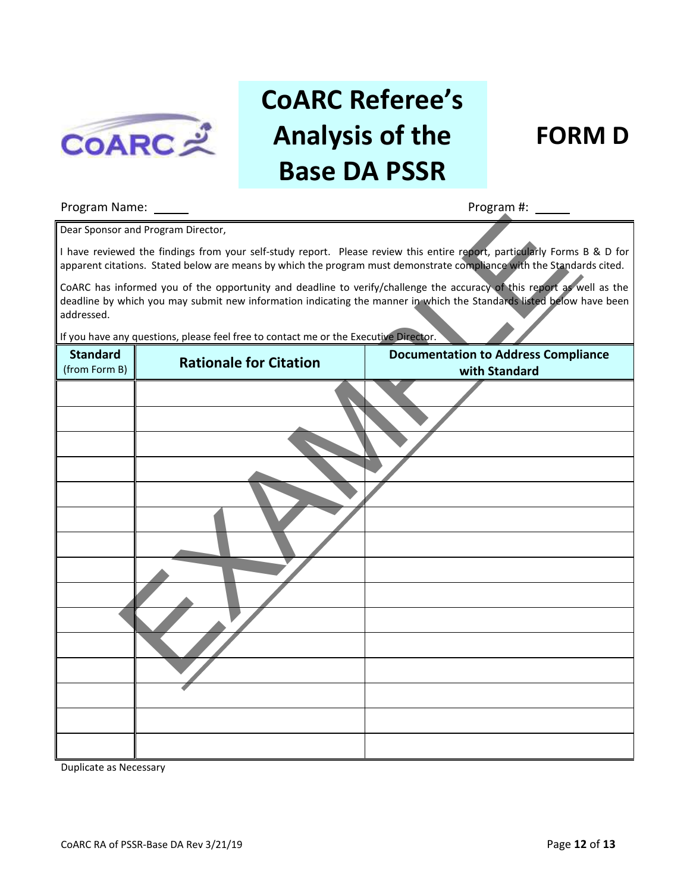# CoARC Referee's Analysis of the Base DA PSSR

# FORM D

Program Name: \_\_\_\_\_ Program #: \_\_\_\_\_

Dear Sponsor and Program Director,

I have reviewed the findings from your self-study report. Please review this entire report, particularly Forms B & D for apparent citations. Stated below are means by which the program must demonstrate compliance with the Standards cited.

CoARC has informed you of the opportunity and deadline to verify/challenge the accuracy of this report as well as the deadline by which you may submit new information indicating the manner in which the Standards listed below have been addressed.

If you have any questions, please feel free to contact me or the Executive Director.

| Standard (from Form B) | Rationale for Citation | Documentation to Address Compliance with Standard |
|---|---|---|
| | | |
| | | |
| | | |
| | | |
| | | |
| | | |
| | | |
| | | |
| | | |
| | | |
| | | |
| | | |
| | | |
| | | |
| | | |

Duplicate as Necessary

EXAMPLE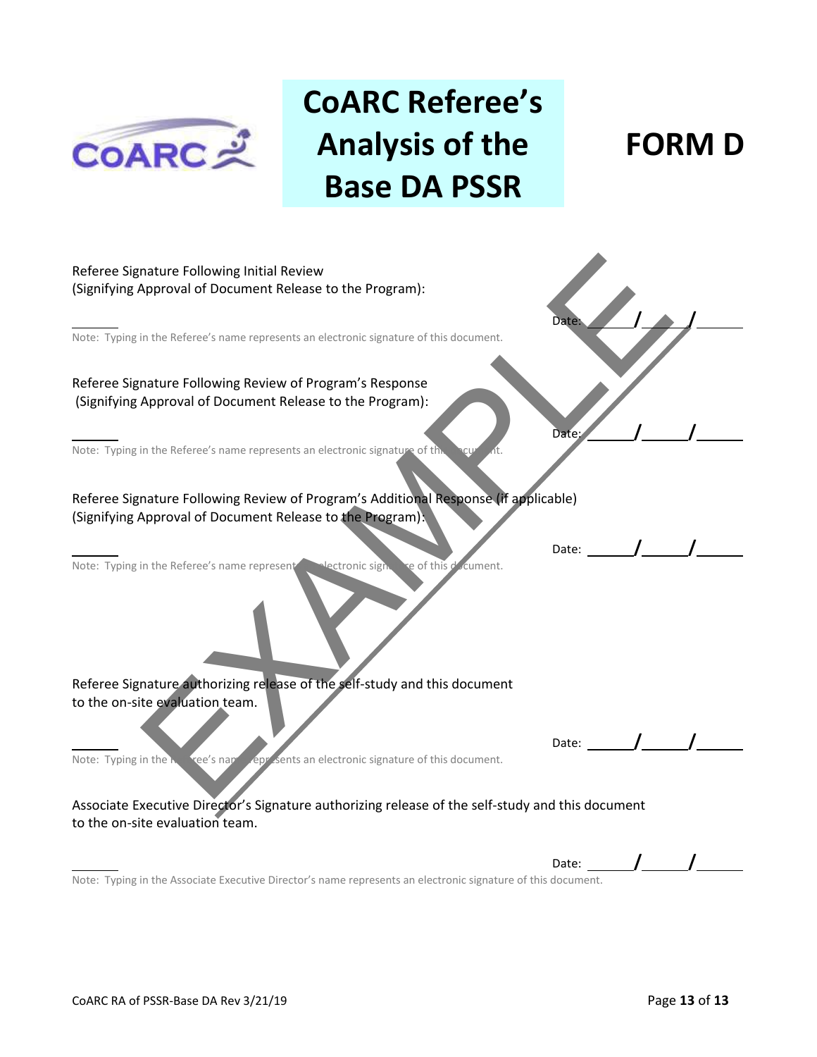# CoARC Referee's Analysis of the Base DA PSSR

# FORM D

Referee Signature Following Initial Review
(Signifying Approval of Document Release to the Program):

\_\_\_\_\_\_\_ Date: \_\_\_\_\_\_/\_\_\_\_\_\_/\_\_\_\_\_\_

Note: Typing in the Referee's name represents an electronic signature of this document.

Referee Signature Following Review of Program's Response
(Signifying Approval of Document Release to the Program):

\_\_\_\_\_\_\_ Date: \_\_\_\_\_\_/\_\_\_\_\_\_/\_\_\_\_\_\_

Note: Typing in the Referee's name represents an electronic signature of this document.

Referee Signature Following Review of Program's Additional Response (if applicable)
(Signifying Approval of Document Release to the Program):

\_\_\_\_\_\_\_ Date: \_\_\_\_\_\_/\_\_\_\_\_\_/\_\_\_\_\_\_

Note: Typing in the Referee's name represents an electronic signature of this document.

Referee Signature authorizing release of the self-study and this document to the on-site evaluation team.

\_\_\_\_\_\_\_ Date: \_\_\_\_\_\_/\_\_\_\_\_\_/\_\_\_\_\_\_

Note: Typing in the Referee's name represents an electronic signature of this document.

Associate Executive Director's Signature authorizing release of the self-study and this document to the on-site evaluation team.

\_\_\_\_\_\_\_ Date: \_\_\_\_\_\_/\_\_\_\_\_\_/\_\_\_\_\_\_

Note: Typing in the Associate Executive Director's name represents an electronic signature of this document.

EXAMPLE